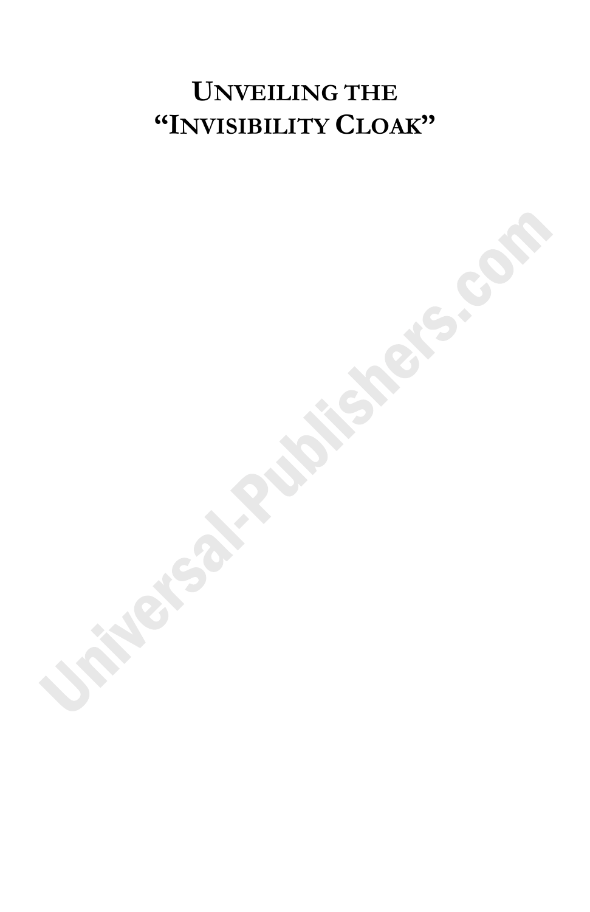# Unveiling the "Invisibility Cloak"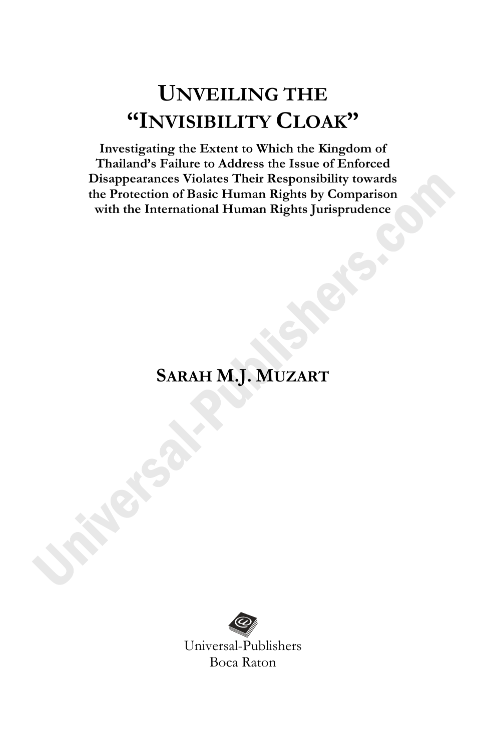# UNVEILING THE "INVISIBILITY CLOAK"

**Investigating the Extent to Which the Kingdom of Thailand's Failure to Address the Issue of Enforced Disappearances Violates Their Responsibility towards the Protection of Basic Human Rights by Comparison with the International Human Rights Jurisprudence**

**SARAH M.J. MUZART**

Universal-Publishers
Boca Raton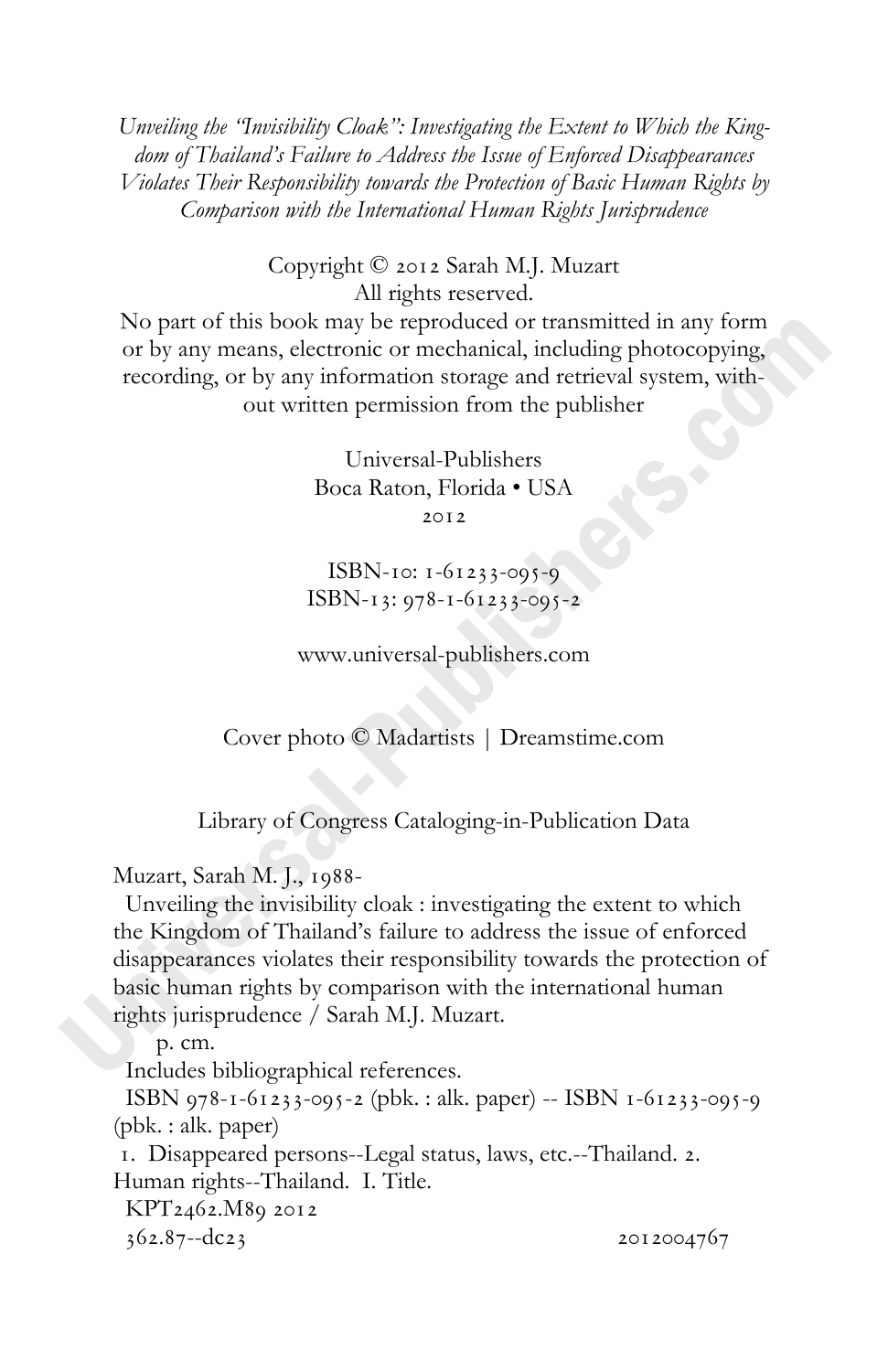*Unveiling the "Invisibility Cloak": Investigating the Extent to Which the Kingdom of Thailand's Failure to Address the Issue of Enforced Disappearances Violates Their Responsibility towards the Protection of Basic Human Rights by Comparison with the International Human Rights Jurisprudence*

Copyright © 2012 Sarah M.J. Muzart
All rights reserved.
No part of this book may be reproduced or transmitted in any form or by any means, electronic or mechanical, including photocopying, recording, or by any information storage and retrieval system, without written permission from the publisher

Universal-Publishers
Boca Raton, Florida • USA
2012

ISBN-10: 1-61233-095-9
ISBN-13: 978-1-61233-095-2

www.universal-publishers.com

Cover photo © Madartists | Dreamstime.com

Library of Congress Cataloging-in-Publication Data

Muzart, Sarah M. J., 1988-
Unveiling the invisibility cloak : investigating the extent to which the Kingdom of Thailand's failure to address the issue of enforced disappearances violates their responsibility towards the protection of basic human rights by comparison with the international human rights jurisprudence / Sarah M.J. Muzart.
p. cm.
Includes bibliographical references.
ISBN 978-1-61233-095-2 (pbk. : alk. paper) -- ISBN 1-61233-095-9 (pbk. : alk. paper)
1. Disappeared persons--Legal status, laws, etc.--Thailand. 2. Human rights--Thailand. I. Title.
KPT2462.M89 2012
362.87--dc23 2012004767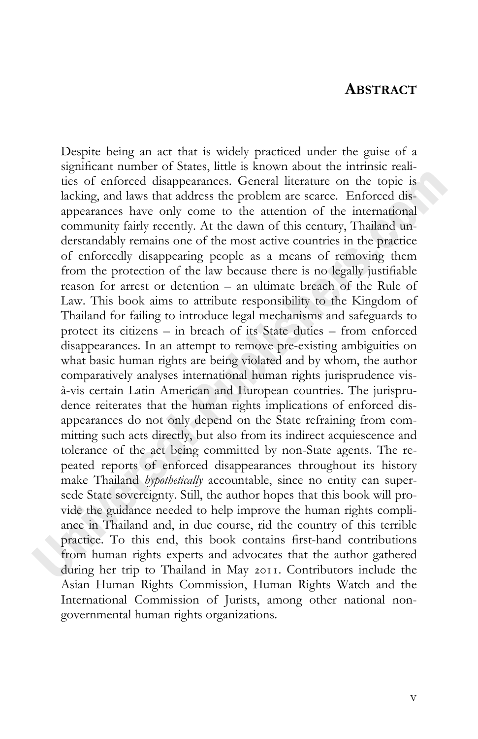# Abstract

Despite being an act that is widely practiced under the guise of a significant number of States, little is known about the intrinsic realities of enforced disappearances. General literature on the topic is lacking, and laws that address the problem are scarce. Enforced disappearances have only come to the attention of the international community fairly recently. At the dawn of this century, Thailand understandably remains one of the most active countries in the practice of enforcedly disappearing people as a means of removing them from the protection of the law because there is no legally justifiable reason for arrest or detention – an ultimate breach of the Rule of Law. This book aims to attribute responsibility to the Kingdom of Thailand for failing to introduce legal mechanisms and safeguards to protect its citizens – in breach of its State duties – from enforced disappearances. In an attempt to remove pre-existing ambiguities on what basic human rights are being violated and by whom, the author comparatively analyses international human rights jurisprudence vis-à-vis certain Latin American and European countries. The jurisprudence reiterates that the human rights implications of enforced disappearances do not only depend on the State refraining from committing such acts directly, but also from its indirect acquiescence and tolerance of the act being committed by non-State agents. The repeated reports of enforced disappearances throughout its history make Thailand *hypothetically* accountable, since no entity can supersede State sovereignty. Still, the author hopes that this book will provide the guidance needed to help improve the human rights compliance in Thailand and, in due course, rid the country of this terrible practice. To this end, this book contains first-hand contributions from human rights experts and advocates that the author gathered during her trip to Thailand in May 2011. Contributors include the Asian Human Rights Commission, Human Rights Watch and the International Commission of Jurists, among other national non-governmental human rights organizations.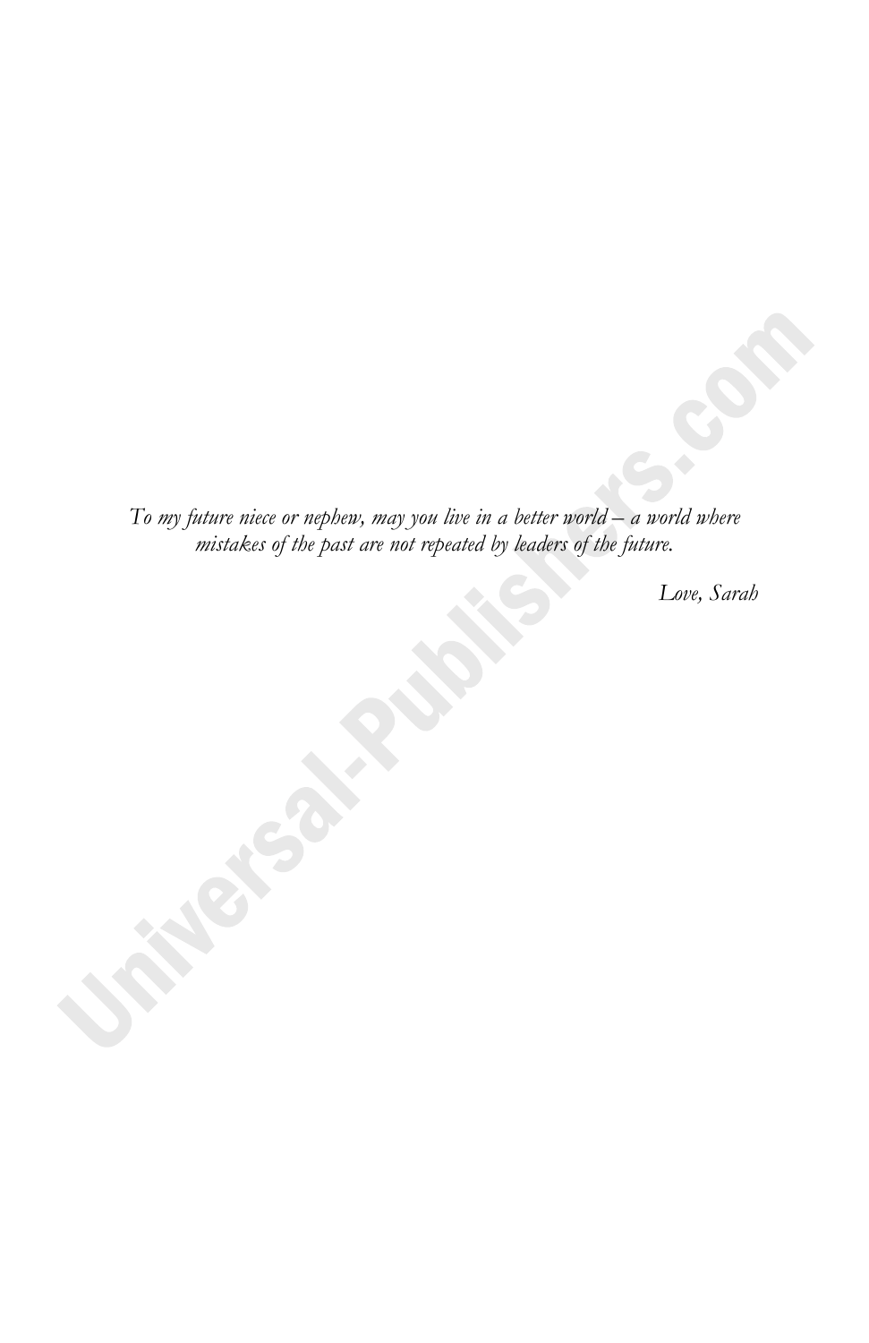*To my future niece or nephew, may you live in a better world – a world where mistakes of the past are not repeated by leaders of the future.*

*Love, Sarah*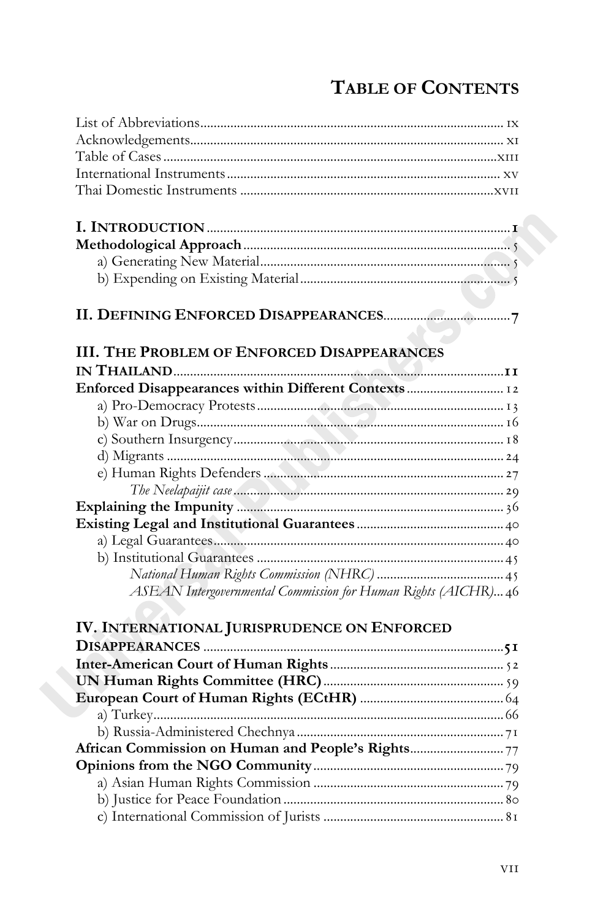# TABLE OF CONTENTS

List of Abbreviations .......... ix
Acknowledgements .......... xi
Table of Cases .......... xiii
International Instruments .......... xv
Thai Domestic Instruments .......... xvii

**I. INTRODUCTION** .......... 1
**Methodological Approach** .......... 5
  a) Generating New Material .......... 5
  b) Expending on Existing Material .......... 5

**II. DEFINING ENFORCED DISAPPEARANCES** .......... 7

**III. THE PROBLEM OF ENFORCED DISAPPEARANCES IN THAILAND** .......... 11
**Enforced Disappearances within Different Contexts** .......... 12
  a) Pro-Democracy Protests .......... 13
  b) War on Drugs .......... 16
  c) Southern Insurgency .......... 18
  d) Migrants .......... 24
  e) Human Rights Defenders .......... 27
    *The Neelapaijit case* .......... 29
**Explaining the Impunity** .......... 36
**Existing Legal and Institutional Guarantees** .......... 40
  a) Legal Guarantees .......... 40
  b) Institutional Guarantees .......... 45
    *National Human Rights Commission (NHRC)* .......... 45
    *ASEAN Intergovernmental Commission for Human Rights (AICHR)* .......... 46

**IV. INTERNATIONAL JURISPRUDENCE ON ENFORCED DISAPPEARANCES** .......... 51
**Inter-American Court of Human Rights** .......... 52
**UN Human Rights Committee (HRC)** .......... 59
**European Court of Human Rights (ECtHR)** .......... 64
  a) Turkey .......... 66
  b) Russia-Administered Chechnya .......... 71
**African Commission on Human and People's Rights** .......... 77
**Opinions from the NGO Community** .......... 79
  a) Asian Human Rights Commission .......... 79
  b) Justice for Peace Foundation .......... 80
  c) International Commission of Jurists .......... 81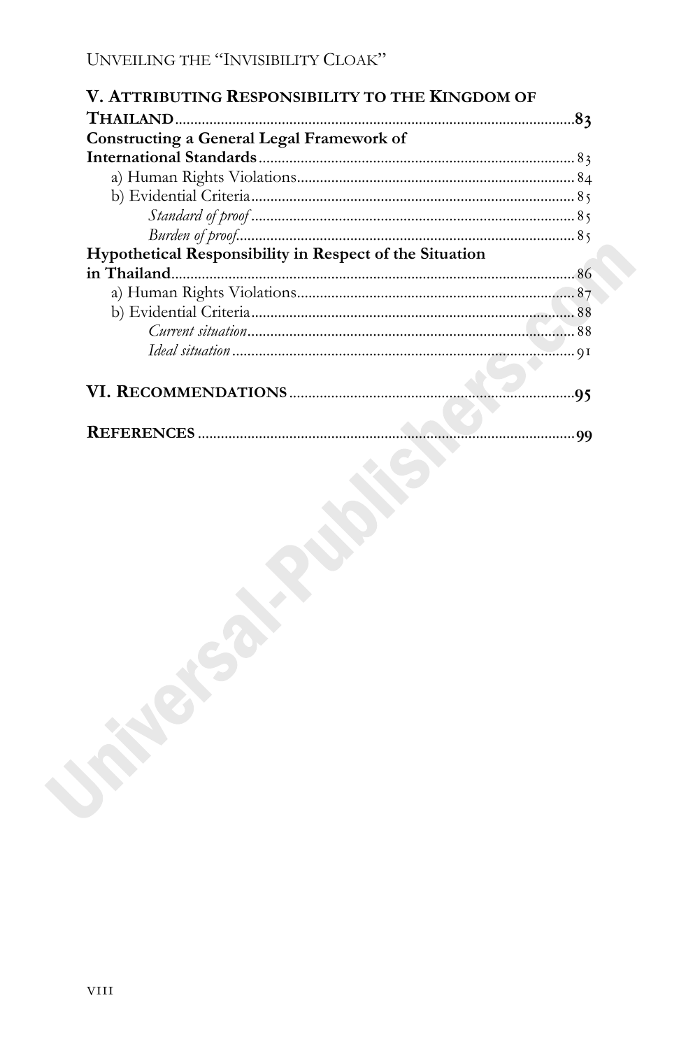**V. ATTRIBUTING RESPONSIBILITY TO THE KINGDOM OF THAILAND** .......... 83

**Constructing a General Legal Framework of International Standards** .......... 83

- a) Human Rights Violations .......... 84
- b) Evidential Criteria .......... 85
  - *Standard of proof* .......... 85
  - *Burden of proof* .......... 85

**Hypothetical Responsibility in Respect of the Situation in Thailand** .......... 86

- a) Human Rights Violations .......... 87
- b) Evidential Criteria .......... 88
  - *Current situation* .......... 88
  - *Ideal situation* .......... 91

**VI. RECOMMENDATIONS** .......... 95

**REFERENCES** .......... 99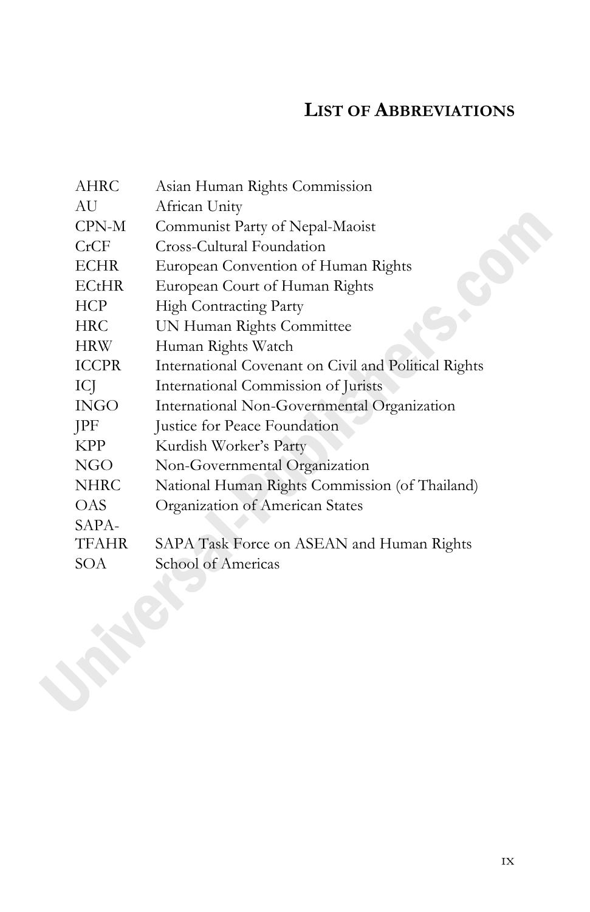# List of Abbreviations

| | |
|---|---|
| AHRC | Asian Human Rights Commission |
| AU | African Unity |
| CPN-M | Communist Party of Nepal-Maoist |
| CrCF | Cross-Cultural Foundation |
| ECHR | European Convention of Human Rights |
| ECtHR | European Court of Human Rights |
| HCP | High Contracting Party |
| HRC | UN Human Rights Committee |
| HRW | Human Rights Watch |
| ICCPR | International Covenant on Civil and Political Rights |
| ICJ | International Commission of Jurists |
| INGO | International Non-Governmental Organization |
| JPF | Justice for Peace Foundation |
| KPP | Kurdish Worker's Party |
| NGO | Non-Governmental Organization |
| NHRC | National Human Rights Commission (of Thailand) |
| OAS | Organization of American States |
| SAPA-TFAHR | SAPA Task Force on ASEAN and Human Rights |
| SOA | School of Americas |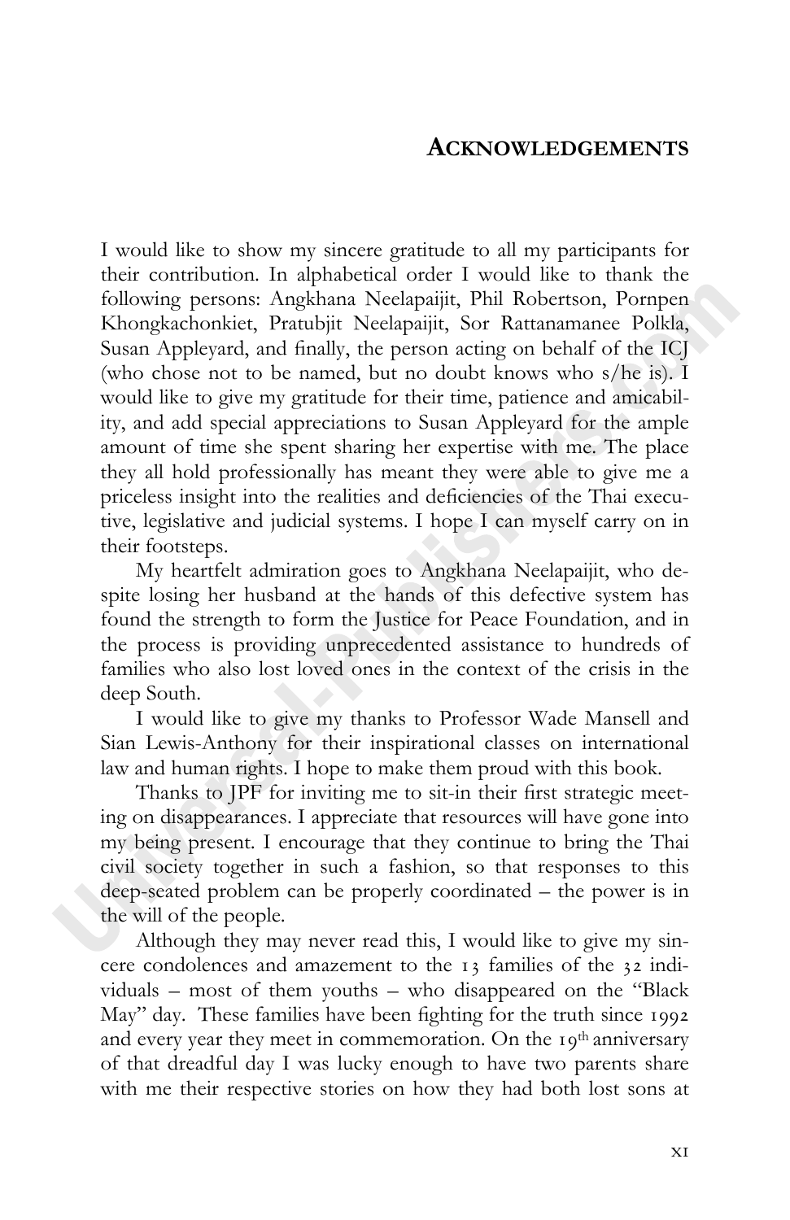# ACKNOWLEDGEMENTS

I would like to show my sincere gratitude to all my participants for their contribution. In alphabetical order I would like to thank the following persons: Angkhana Neelapaijit, Phil Robertson, Pornpen Khongkachonkiet, Pratubjit Neelapaijit, Sor Rattanamanee Polkla, Susan Appleyard, and finally, the person acting on behalf of the ICJ (who chose not to be named, but no doubt knows who s/he is). I would like to give my gratitude for their time, patience and amicability, and add special appreciations to Susan Appleyard for the ample amount of time she spent sharing her expertise with me. The place they all hold professionally has meant they were able to give me a priceless insight into the realities and deficiencies of the Thai executive, legislative and judicial systems. I hope I can myself carry on in their footsteps.

My heartfelt admiration goes to Angkhana Neelapaijit, who despite losing her husband at the hands of this defective system has found the strength to form the Justice for Peace Foundation, and in the process is providing unprecedented assistance to hundreds of families who also lost loved ones in the context of the crisis in the deep South.

I would like to give my thanks to Professor Wade Mansell and Sian Lewis-Anthony for their inspirational classes on international law and human rights. I hope to make them proud with this book.

Thanks to JPF for inviting me to sit-in their first strategic meeting on disappearances. I appreciate that resources will have gone into my being present. I encourage that they continue to bring the Thai civil society together in such a fashion, so that responses to this deep-seated problem can be properly coordinated – the power is in the will of the people.

Although they may never read this, I would like to give my sincere condolences and amazement to the 13 families of the 32 individuals – most of them youths – who disappeared on the "Black May" day. These families have been fighting for the truth since 1992 and every year they meet in commemoration. On the 19th anniversary of that dreadful day I was lucky enough to have two parents share with me their respective stories on how they had both lost sons at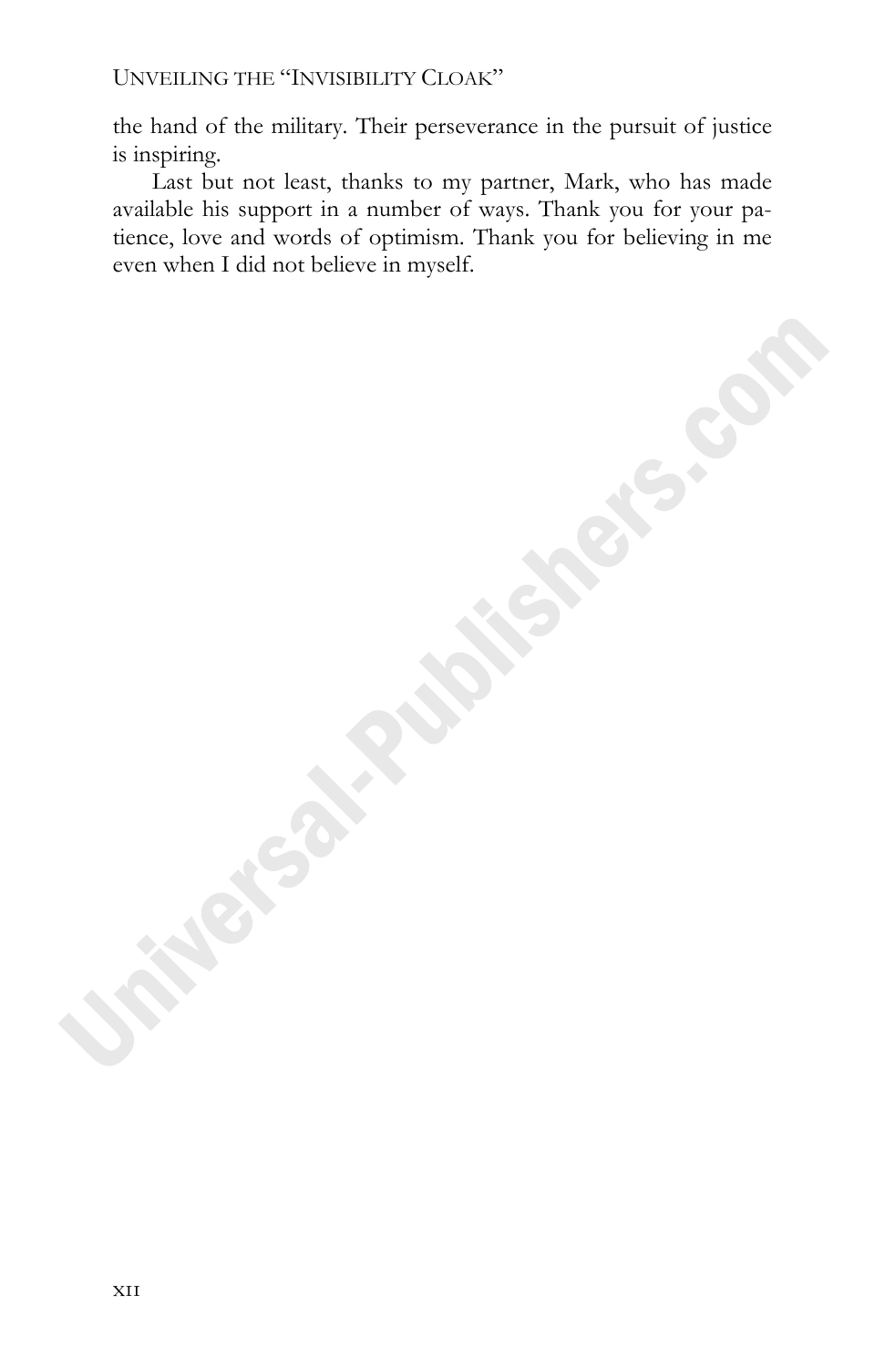the hand of the military. Their perseverance in the pursuit of justice is inspiring.

Last but not least, thanks to my partner, Mark, who has made available his support in a number of ways. Thank you for your patience, love and words of optimism. Thank you for believing in me even when I did not believe in myself.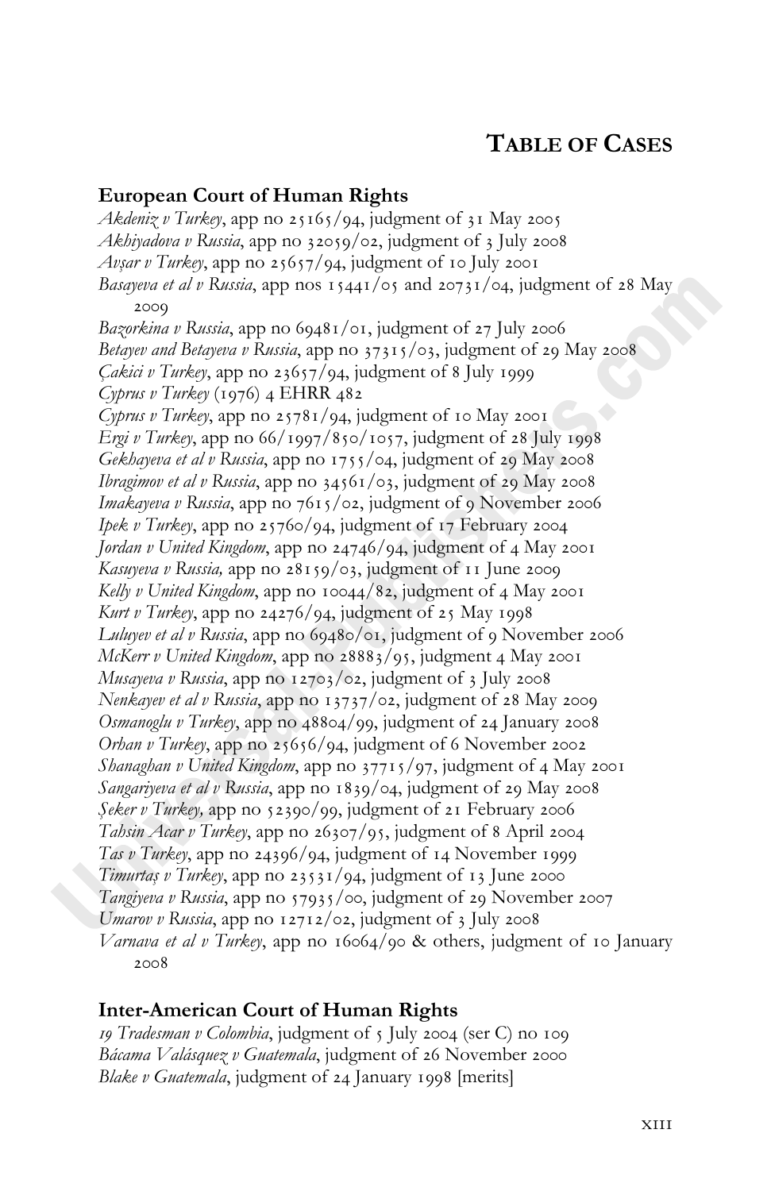# TABLE OF CASES

## European Court of Human Rights

*Akdeniz v Turkey*, app no 25165/94, judgment of 31 May 2005
*Akhiyadova v Russia*, app no 32059/02, judgment of 3 July 2008
*Avşar v Turkey*, app no 25657/94, judgment of 10 July 2001
*Basayeva et al v Russia*, app nos 15441/05 and 20731/04, judgment of 28 May 2009
*Bazorkina v Russia*, app no 69481/01, judgment of 27 July 2006
*Betayev and Betayeva v Russia*, app no 37315/03, judgment of 29 May 2008
*Çakici v Turkey*, app no 23657/94, judgment of 8 July 1999
*Cyprus v Turkey* (1976) 4 EHRR 482
*Cyprus v Turkey*, app no 25781/94, judgment of 10 May 2001
*Ergi v Turkey*, app no 66/1997/850/1057, judgment of 28 July 1998
*Gekhayeva et al v Russia*, app no 1755/04, judgment of 29 May 2008
*Ibragimov et al v Russia*, app no 34561/03, judgment of 29 May 2008
*Imakayeva v Russia*, app no 7615/02, judgment of 9 November 2006
*Ipek v Turkey*, app no 25760/94, judgment of 17 February 2004
*Jordan v United Kingdom*, app no 24746/94, judgment of 4 May 2001
*Kasuyeva v Russia,* app no 28159/03, judgment of 11 June 2009
*Kelly v United Kingdom*, app no 10044/82, judgment of 4 May 2001
*Kurt v Turkey*, app no 24276/94, judgment of 25 May 1998
*Luluyev et al v Russia*, app no 69480/01, judgment of 9 November 2006
*McKerr v United Kingdom*, app no 28883/95, judgment 4 May 2001
*Musayeva v Russia*, app no 12703/02, judgment of 3 July 2008
*Nenkayev et al v Russia*, app no 13737/02, judgment of 28 May 2009
*Osmanoglu v Turkey*, app no 48804/99, judgment of 24 January 2008
*Orhan v Turkey*, app no 25656/94, judgment of 6 November 2002
*Shanaghan v United Kingdom*, app no 37715/97, judgment of 4 May 2001
*Sangariyeva et al v Russia*, app no 1839/04, judgment of 29 May 2008
*Şeker v Turkey,* app no 52390/99, judgment of 21 February 2006
*Tahsin Acar v Turkey*, app no 26307/95, judgment of 8 April 2004
*Tas v Turkey*, app no 24396/94, judgment of 14 November 1999
*Timurtaş v Turkey*, app no 23531/94, judgment of 13 June 2000
*Tangiyeva v Russia*, app no 57935/00, judgment of 29 November 2007
*Umarov v Russia*, app no 12712/02, judgment of 3 July 2008
*Varnava et al v Turkey*, app no 16064/90 & others, judgment of 10 January 2008

## Inter-American Court of Human Rights

*19 Tradesman v Colombia*, judgment of 5 July 2004 (ser C) no 109
*Bácama Valásquez v Guatemala*, judgment of 26 November 2000
*Blake v Guatemala*, judgment of 24 January 1998 [merits]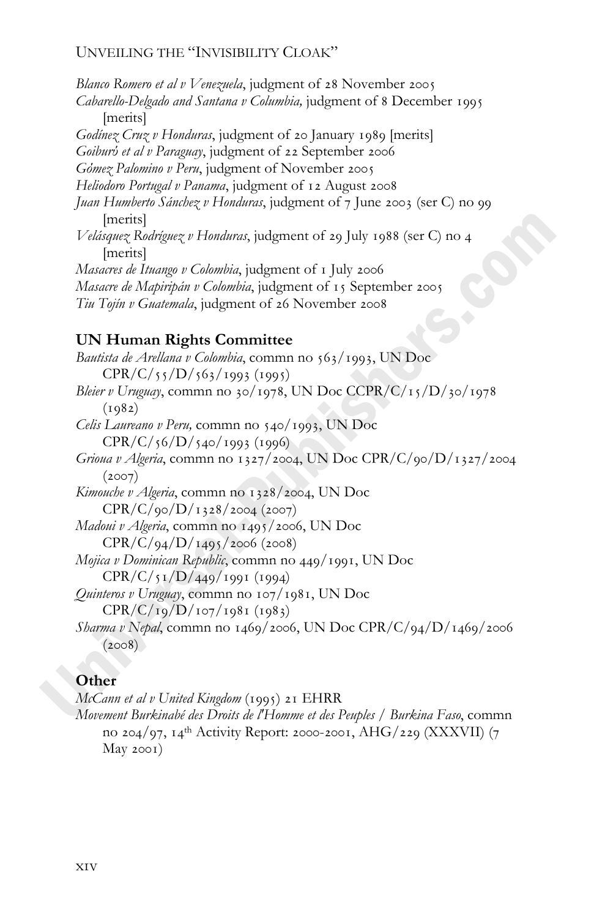*Blanco Romero et al v Venezuela*, judgment of 28 November 2005

*Cabarello-Delgado and Santana v Columbia,* judgment of 8 December 1995 [merits]

*Godínez Cruz v Honduras*, judgment of 20 January 1989 [merits]

*Goiburú et al v Paraguay*, judgment of 22 September 2006

*Gómez Palomino v Peru*, judgment of November 2005

*Heliodoro Portugal v Panama*, judgment of 12 August 2008

*Juan Humberto Sánchez v Honduras*, judgment of 7 June 2003 (ser C) no 99 [merits]

*Velásquez Rodríguez v Honduras*, judgment of 29 July 1988 (ser C) no 4 [merits]

*Masacres de Ituango v Colombia*, judgment of 1 July 2006

*Masacre de Mapiripán v Colombia*, judgment of 15 September 2005

*Tiu Tojín v Guatemala*, judgment of 26 November 2008

## UN Human Rights Committee

*Bautista de Arellana v Colombia*, commn no 563/1993, UN Doc CPR/C/55/D/563/1993 (1995)

*Bleier v Uruguay*, commn no 30/1978, UN Doc CCPR/C/15/D/30/1978 (1982)

*Celis Laureano v Peru,* commn no 540/1993, UN Doc CPR/C/56/D/540/1993 (1996)

*Grioua v Algeria*, commn no 1327/2004, UN Doc CPR/C/90/D/1327/2004 (2007)

*Kimouche v Algeria*, commn no 1328/2004, UN Doc CPR/C/90/D/1328/2004 (2007)

*Madoui v Algeria*, commn no 1495/2006, UN Doc CPR/C/94/D/1495/2006 (2008)

*Mojica v Dominican Republic*, commn no 449/1991, UN Doc CPR/C/51/D/449/1991 (1994)

*Quinteros v Uruguay*, commn no 107/1981, UN Doc CPR/C/19/D/107/1981 (1983)

*Sharma v Nepal*, commn no 1469/2006, UN Doc CPR/C/94/D/1469/2006 (2008)

## Other

*McCann et al v United Kingdom* (1995) 21 EHRR

*Movement Burkinabé des Droits de l'Homme et des Peuples / Burkina Faso*, commn no 204/97, 14th Activity Report: 2000-2001, AHG/229 (XXXVII) (7 May 2001)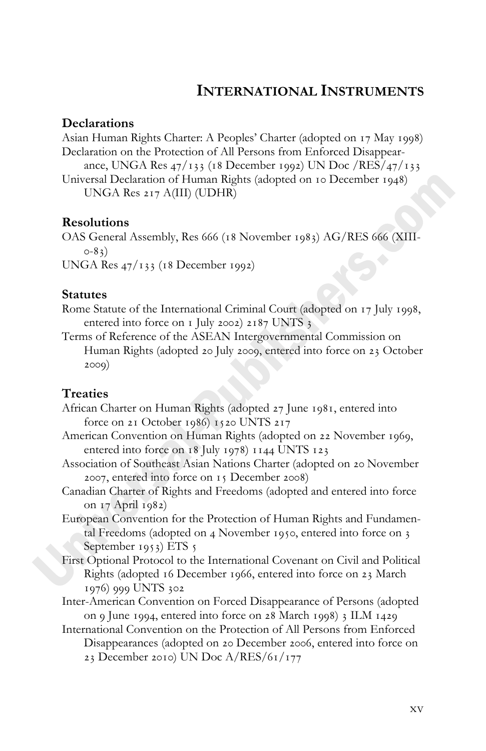# INTERNATIONAL INSTRUMENTS

## Declarations

Asian Human Rights Charter: A Peoples' Charter (adopted on 17 May 1998)

Declaration on the Protection of All Persons from Enforced Disappearance, UNGA Res 47/133 (18 December 1992) UN Doc /RES/47/133

Universal Declaration of Human Rights (adopted on 10 December 1948) UNGA Res 217 A(III) (UDHR)

## Resolutions

OAS General Assembly, Res 666 (18 November 1983) AG/RES 666 (XIII-0-83)

UNGA Res 47/133 (18 December 1992)

## Statutes

Rome Statute of the International Criminal Court (adopted on 17 July 1998, entered into force on 1 July 2002) 2187 UNTS 3

Terms of Reference of the ASEAN Intergovernmental Commission on Human Rights (adopted 20 July 2009, entered into force on 23 October 2009)

## Treaties

African Charter on Human Rights (adopted 27 June 1981, entered into force on 21 October 1986) 1520 UNTS 217

American Convention on Human Rights (adopted on 22 November 1969, entered into force on 18 July 1978) 1144 UNTS 123

Association of Southeast Asian Nations Charter (adopted on 20 November 2007, entered into force on 15 December 2008)

Canadian Charter of Rights and Freedoms (adopted and entered into force on 17 April 1982)

European Convention for the Protection of Human Rights and Fundamental Freedoms (adopted on 4 November 1950, entered into force on 3 September 1953) ETS 5

First Optional Protocol to the International Covenant on Civil and Political Rights (adopted 16 December 1966, entered into force on 23 March 1976) 999 UNTS 302

Inter-American Convention on Forced Disappearance of Persons (adopted on 9 June 1994, entered into force on 28 March 1998) 3 ILM 1429

International Convention on the Protection of All Persons from Enforced Disappearances (adopted on 20 December 2006, entered into force on 23 December 2010) UN Doc A/RES/61/177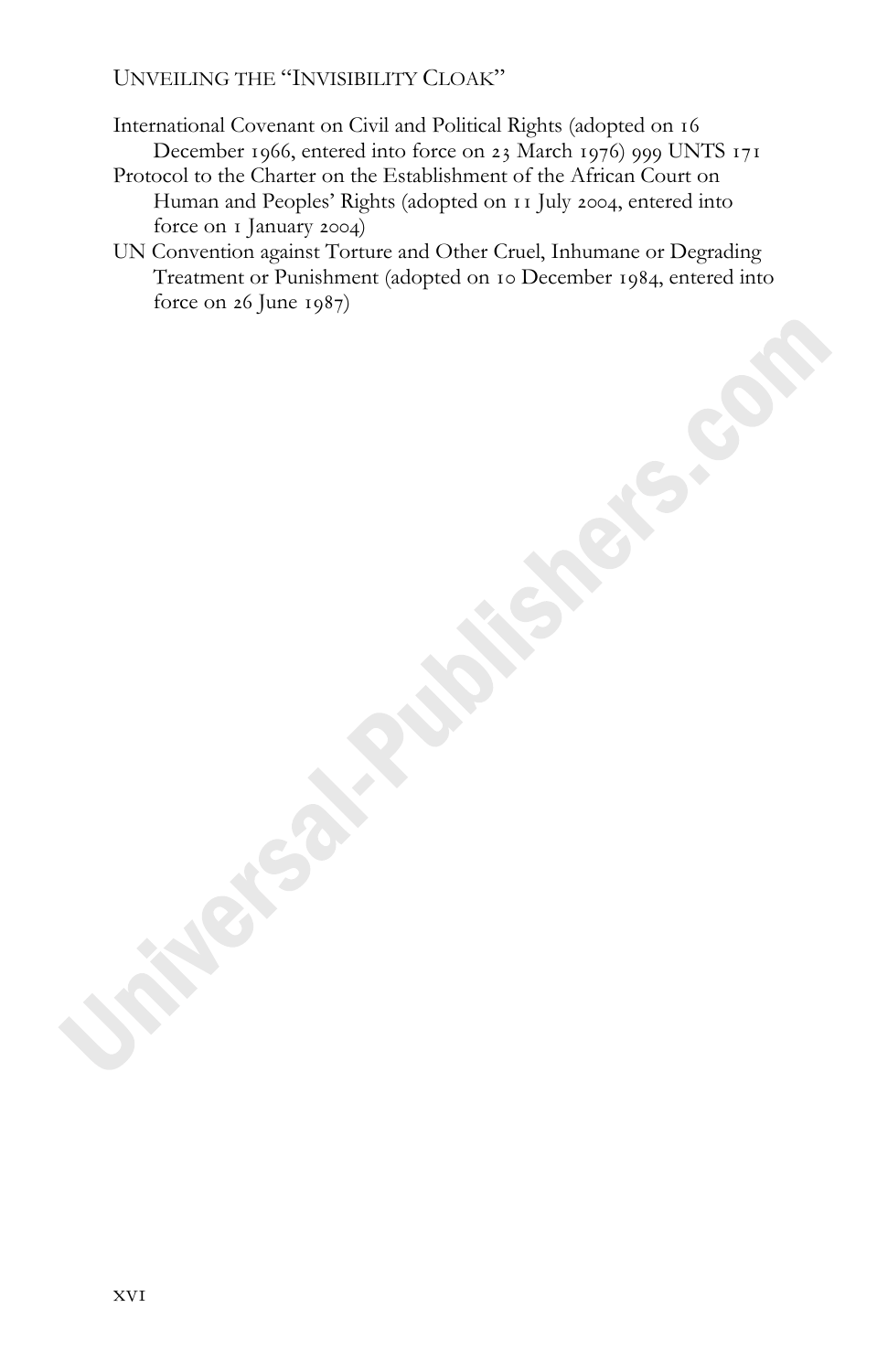International Covenant on Civil and Political Rights (adopted on 16 December 1966, entered into force on 23 March 1976) 999 UNTS 171

Protocol to the Charter on the Establishment of the African Court on Human and Peoples' Rights (adopted on 11 July 2004, entered into force on 1 January 2004)

UN Convention against Torture and Other Cruel, Inhumane or Degrading Treatment or Punishment (adopted on 10 December 1984, entered into force on 26 June 1987)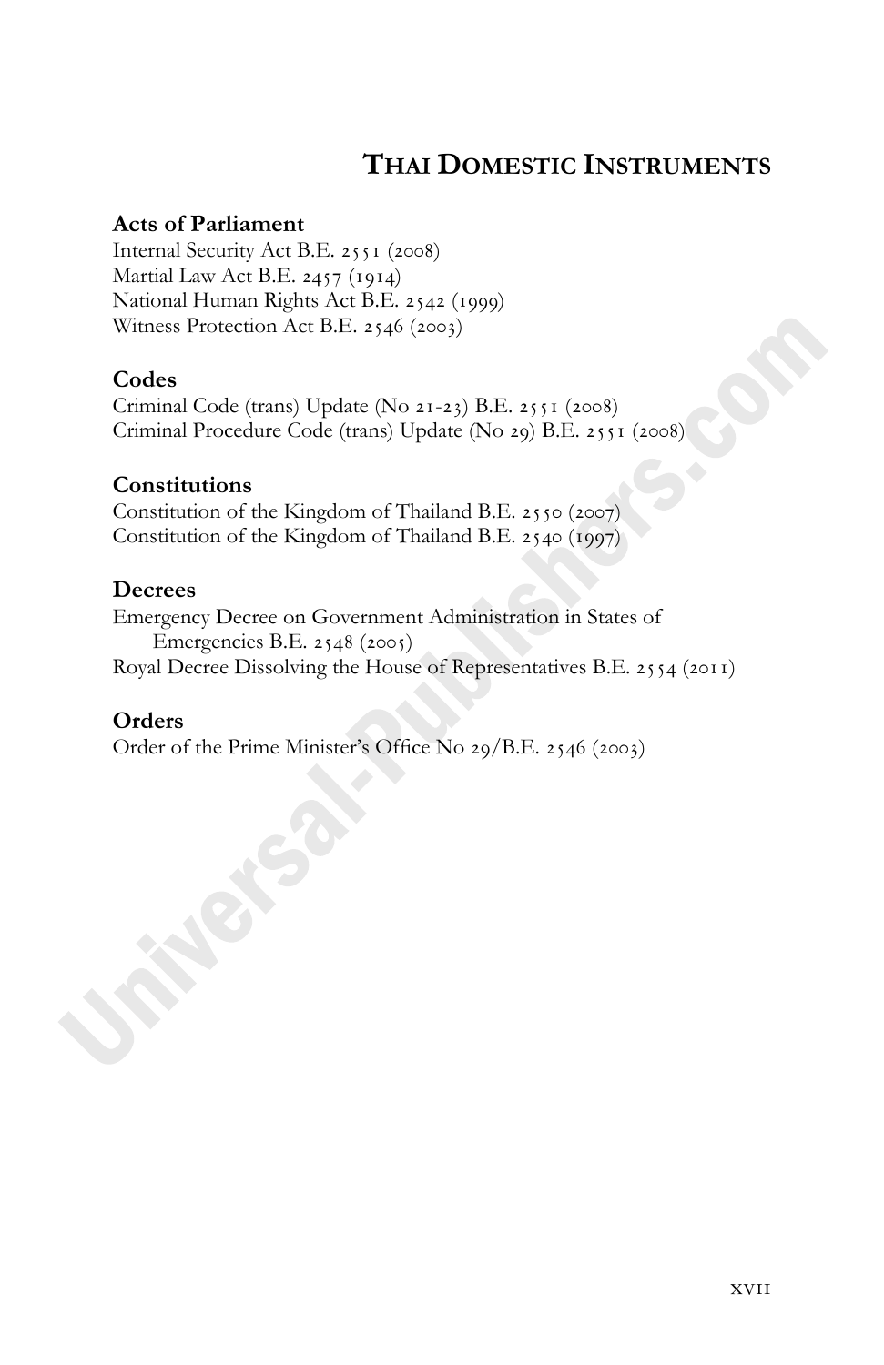## Thai Domestic Instruments

### Acts of Parliament

Internal Security Act B.E. 2551 (2008)
Martial Law Act B.E. 2457 (1914)
National Human Rights Act B.E. 2542 (1999)
Witness Protection Act B.E. 2546 (2003)

### Codes

Criminal Code (trans) Update (No 21-23) B.E. 2551 (2008)
Criminal Procedure Code (trans) Update (No 29) B.E. 2551 (2008)

### Constitutions

Constitution of the Kingdom of Thailand B.E. 2550 (2007)
Constitution of the Kingdom of Thailand B.E. 2540 (1997)

### Decrees

Emergency Decree on Government Administration in States of Emergencies B.E. 2548 (2005)
Royal Decree Dissolving the House of Representatives B.E. 2554 (2011)

### Orders

Order of the Prime Minister's Office No 29/B.E. 2546 (2003)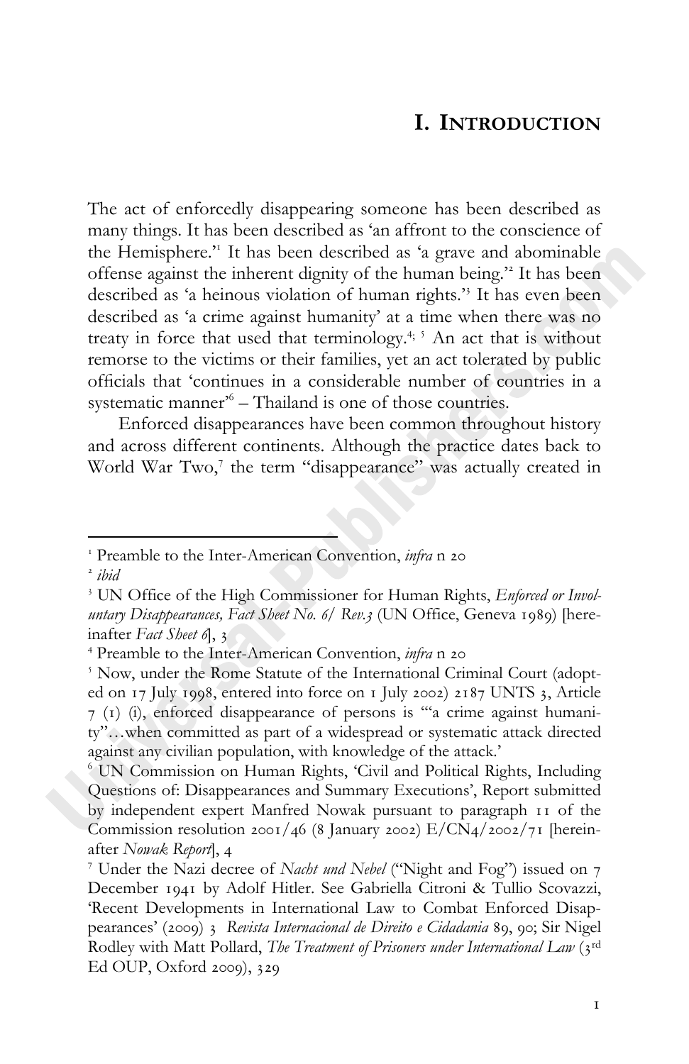# I. INTRODUCTION

The act of enforcedly disappearing someone has been described as many things. It has been described as 'an affront to the conscience of the Hemisphere.'[1] It has been described as 'a grave and abominable offense against the inherent dignity of the human being.'[2] It has been described as 'a heinous violation of human rights.'[3] It has even been described as 'a crime against humanity' at a time when there was no treaty in force that used that terminology.[4; 5] An act that is without remorse to the victims or their families, yet an act tolerated by public officials that 'continues in a considerable number of countries in a systematic manner'[6] – Thailand is one of those countries.

Enforced disappearances have been common throughout history and across different continents. Although the practice dates back to World War Two,[7] the term "disappearance" was actually created in

---

[1] Preamble to the Inter-American Convention, *infra* n 20

[2] *ibid*

[3] UN Office of the High Commissioner for Human Rights, *Enforced or Involuntary Disappearances, Fact Sheet No. 6/ Rev.3* (UN Office, Geneva 1989) [hereinafter *Fact Sheet 6*], 3

[4] Preamble to the Inter-American Convention, *infra* n 20

[5] Now, under the Rome Statute of the International Criminal Court (adopted on 17 July 1998, entered into force on 1 July 2002) 2187 UNTS 3, Article 7 (1) (i), enforced disappearance of persons is '"a crime against humanity"…when committed as part of a widespread or systematic attack directed against any civilian population, with knowledge of the attack.'

[6] UN Commission on Human Rights, 'Civil and Political Rights, Including Questions of: Disappearances and Summary Executions', Report submitted by independent expert Manfred Nowak pursuant to paragraph 11 of the Commission resolution 2001/46 (8 January 2002) E/CN4/2002/71 [hereinafter *Nowak Report*], 4

[7] Under the Nazi decree of *Nacht und Nebel* ("Night and Fog") issued on 7 December 1941 by Adolf Hitler. See Gabriella Citroni & Tullio Scovazzi, 'Recent Developments in International Law to Combat Enforced Disappearances' (2009) 3 *Revista Internacional de Direito e Cidadania* 89, 90; Sir Nigel Rodley with Matt Pollard, *The Treatment of Prisoners under International Law* (3rd Ed OUP, Oxford 2009), 329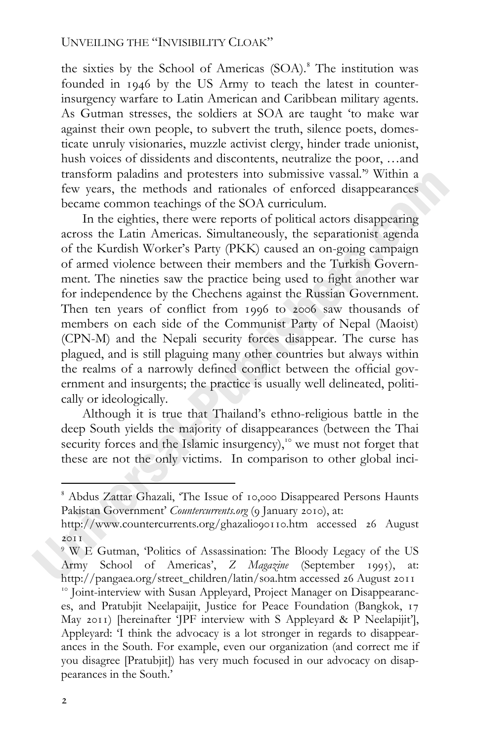the sixties by the School of Americas (SOA).[8] The institution was founded in 1946 by the US Army to teach the latest in counter-insurgency warfare to Latin American and Caribbean military agents. As Gutman stresses, the soldiers at SOA are taught 'to make war against their own people, to subvert the truth, silence poets, domesticate unruly visionaries, muzzle activist clergy, hinder trade unionist, hush voices of dissidents and discontents, neutralize the poor, …and transform paladins and protesters into submissive vassal.'[9] Within a few years, the methods and rationales of enforced disappearances became common teachings of the SOA curriculum.

In the eighties, there were reports of political actors disappearing across the Latin Americas. Simultaneously, the separationist agenda of the Kurdish Worker's Party (PKK) caused an on-going campaign of armed violence between their members and the Turkish Government. The nineties saw the practice being used to fight another war for independence by the Chechens against the Russian Government. Then ten years of conflict from 1996 to 2006 saw thousands of members on each side of the Communist Party of Nepal (Maoist) (CPN-M) and the Nepali security forces disappear. The curse has plagued, and is still plaguing many other countries but always within the realms of a narrowly defined conflict between the official government and insurgents; the practice is usually well delineated, politically or ideologically.

Although it is true that Thailand's ethno-religious battle in the deep South yields the majority of disappearances (between the Thai security forces and the Islamic insurgency),[10] we must not forget that these are not the only victims. In comparison to other global inci-

---

[8] Abdus Zattar Ghazali, 'The Issue of 10,000 Disappeared Persons Haunts Pakistan Government' *Countercurrents.org* (9 January 2010), at: http://www.countercurrents.org/ghazali090110.htm accessed 26 August 2011

[9] W E Gutman, 'Politics of Assassination: The Bloody Legacy of the US Army School of Americas', *Z Magazine* (September 1995), at: http://pangaea.org/street_children/latin/soa.htm accessed 26 August 2011

[10] Joint-interview with Susan Appleyard, Project Manager on Disappearances, and Pratubjit Neelapaijit, Justice for Peace Foundation (Bangkok, 17 May 2011) [hereinafter 'JPF interview with S Appleyard & P Neelapijit'], Appleyard: 'I think the advocacy is a lot stronger in regards to disappearances in the South. For example, even our organization (and correct me if you disagree [Pratubjit]) has very much focused in our advocacy on disappearances in the South.'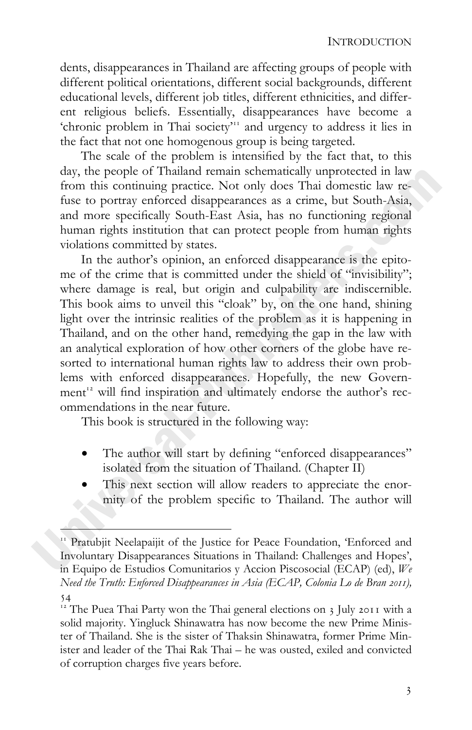dents, disappearances in Thailand are affecting groups of people with different political orientations, different social backgrounds, different educational levels, different job titles, different ethnicities, and different religious beliefs. Essentially, disappearances have become a 'chronic problem in Thai society'[11] and urgency to address it lies in the fact that not one homogenous group is being targeted.

The scale of the problem is intensified by the fact that, to this day, the people of Thailand remain schematically unprotected in law from this continuing practice. Not only does Thai domestic law refuse to portray enforced disappearances as a crime, but South-Asia, and more specifically South-East Asia, has no functioning regional human rights institution that can protect people from human rights violations committed by states.

In the author's opinion, an enforced disappearance is the epitome of the crime that is committed under the shield of "invisibility"; where damage is real, but origin and culpability are indiscernible. This book aims to unveil this "cloak" by, on the one hand, shining light over the intrinsic realities of the problem as it is happening in Thailand, and on the other hand, remedying the gap in the law with an analytical exploration of how other corners of the globe have resorted to international human rights law to address their own problems with enforced disappearances. Hopefully, the new Government[12] will find inspiration and ultimately endorse the author's recommendations in the near future.

This book is structured in the following way:

- The author will start by defining "enforced disappearances" isolated from the situation of Thailand. (Chapter II)
- This next section will allow readers to appreciate the enormity of the problem specific to Thailand. The author will

---

[11] Pratubjit Neelapaijit of the Justice for Peace Foundation, 'Enforced and Involuntary Disappearances Situations in Thailand: Challenges and Hopes', in Equipo de Estudios Comunitarios y Accion Piscosocial (ECAP) (ed), *We Need the Truth: Enforced Disappearances in Asia (ECAP, Colonia Lo de Bran 2011),* 54

[12] The Puea Thai Party won the Thai general elections on 3 July 2011 with a solid majority. Yingluck Shinawatra has now become the new Prime Minister of Thailand. She is the sister of Thaksin Shinawatra, former Prime Minister and leader of the Thai Rak Thai – he was ousted, exiled and convicted of corruption charges five years before.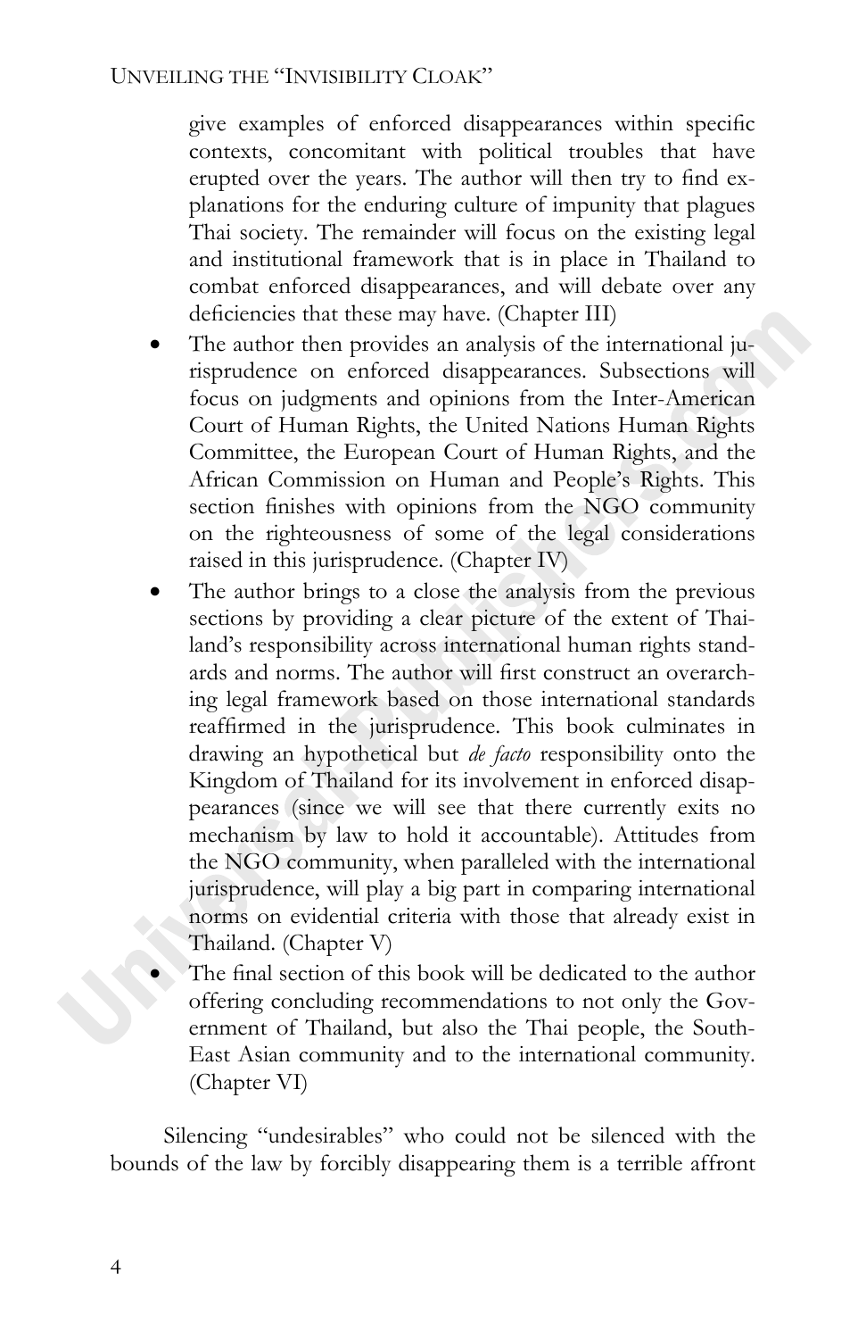give examples of enforced disappearances within specific contexts, concomitant with political troubles that have erupted over the years. The author will then try to find explanations for the enduring culture of impunity that plagues Thai society. The remainder will focus on the existing legal and institutional framework that is in place in Thailand to combat enforced disappearances, and will debate over any deficiencies that these may have. (Chapter III)

- The author then provides an analysis of the international jurisprudence on enforced disappearances. Subsections will focus on judgments and opinions from the Inter-American Court of Human Rights, the United Nations Human Rights Committee, the European Court of Human Rights, and the African Commission on Human and People's Rights. This section finishes with opinions from the NGO community on the righteousness of some of the legal considerations raised in this jurisprudence. (Chapter IV)
- The author brings to a close the analysis from the previous sections by providing a clear picture of the extent of Thailand's responsibility across international human rights standards and norms. The author will first construct an overarching legal framework based on those international standards reaffirmed in the jurisprudence. This book culminates in drawing an hypothetical but *de facto* responsibility onto the Kingdom of Thailand for its involvement in enforced disappearances (since we will see that there currently exits no mechanism by law to hold it accountable). Attitudes from the NGO community, when paralleled with the international jurisprudence, will play a big part in comparing international norms on evidential criteria with those that already exist in Thailand. (Chapter V)
- The final section of this book will be dedicated to the author offering concluding recommendations to not only the Government of Thailand, but also the Thai people, the South-East Asian community and to the international community. (Chapter VI)

Silencing "undesirables" who could not be silenced with the bounds of the law by forcibly disappearing them is a terrible affront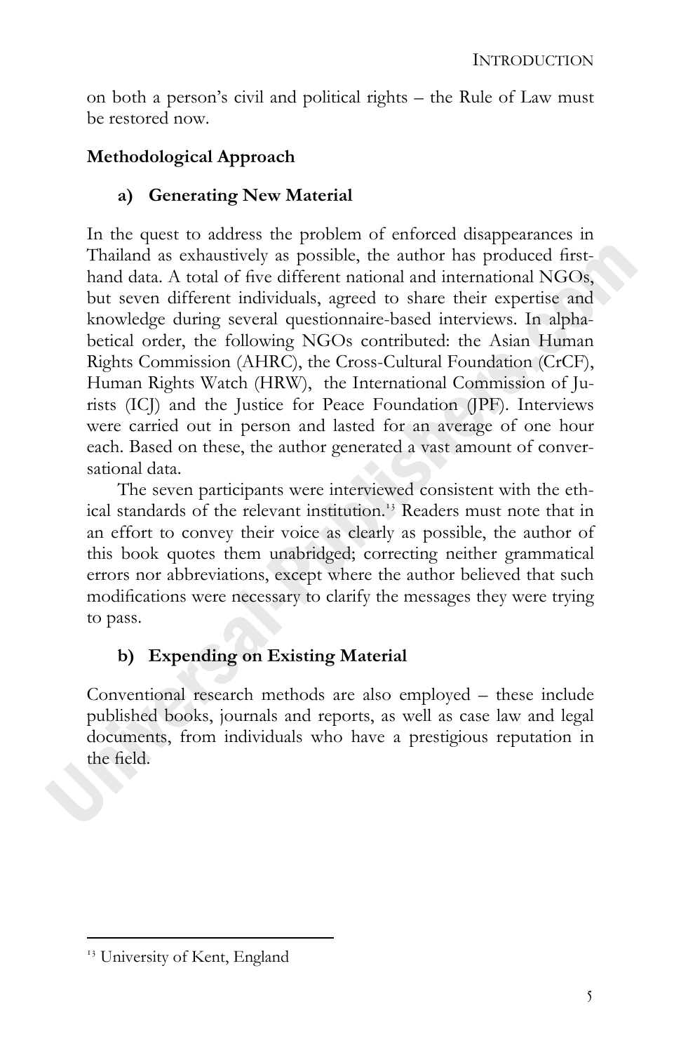on both a person's civil and political rights – the Rule of Law must be restored now.

**Methodological Approach**

**a) Generating New Material**

In the quest to address the problem of enforced disappearances in Thailand as exhaustively as possible, the author has produced first-hand data. A total of five different national and international NGOs, but seven different individuals, agreed to share their expertise and knowledge during several questionnaire-based interviews. In alphabetical order, the following NGOs contributed: the Asian Human Rights Commission (AHRC), the Cross-Cultural Foundation (CrCF), Human Rights Watch (HRW), the International Commission of Jurists (ICJ) and the Justice for Peace Foundation (JPF). Interviews were carried out in person and lasted for an average of one hour each. Based on these, the author generated a vast amount of conversational data.

The seven participants were interviewed consistent with the ethical standards of the relevant institution.[13] Readers must note that in an effort to convey their voice as clearly as possible, the author of this book quotes them unabridged; correcting neither grammatical errors nor abbreviations, except where the author believed that such modifications were necessary to clarify the messages they were trying to pass.

**b) Expending on Existing Material**

Conventional research methods are also employed – these include published books, journals and reports, as well as case law and legal documents, from individuals who have a prestigious reputation in the field.

[13] University of Kent, England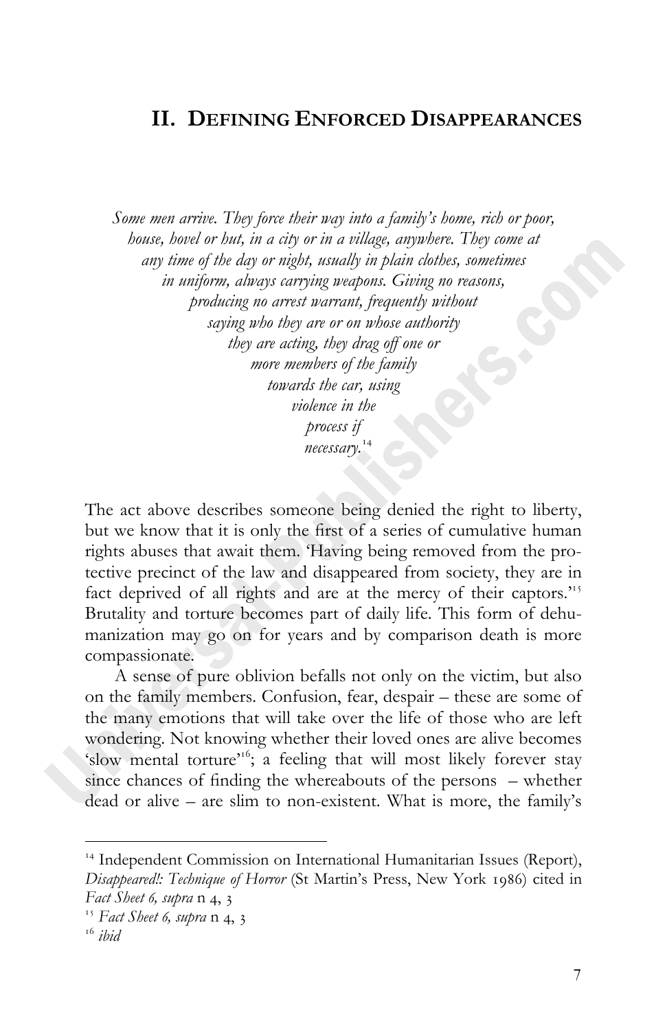## II. Defining Enforced Disappearances

*Some men arrive. They force their way into a family's home, rich or poor, house, hovel or hut, in a city or in a village, anywhere. They come at any time of the day or night, usually in plain clothes, sometimes in uniform, always carrying weapons. Giving no reasons, producing no arrest warrant, frequently without saying who they are or on whose authority they are acting, they drag off one or more members of the family towards the car, using violence in the process if necessary.*[14]

The act above describes someone being denied the right to liberty, but we know that it is only the first of a series of cumulative human rights abuses that await them. 'Having being removed from the protective precinct of the law and disappeared from society, they are in fact deprived of all rights and are at the mercy of their captors.'[15] Brutality and torture becomes part of daily life. This form of dehumanization may go on for years and by comparison death is more compassionate.

A sense of pure oblivion befalls not only on the victim, but also on the family members. Confusion, fear, despair – these are some of the many emotions that will take over the life of those who are left wondering. Not knowing whether their loved ones are alive becomes 'slow mental torture'[16]; a feeling that will most likely forever stay since chances of finding the whereabouts of the persons – whether dead or alive – are slim to non-existent. What is more, the family's

---

[14] Independent Commission on International Humanitarian Issues (Report), *Disappeared!: Technique of Horror* (St Martin's Press, New York 1986) cited in *Fact Sheet 6, supra* n 4, 3

[15] *Fact Sheet 6, supra* n 4, 3

[16] *ibid*